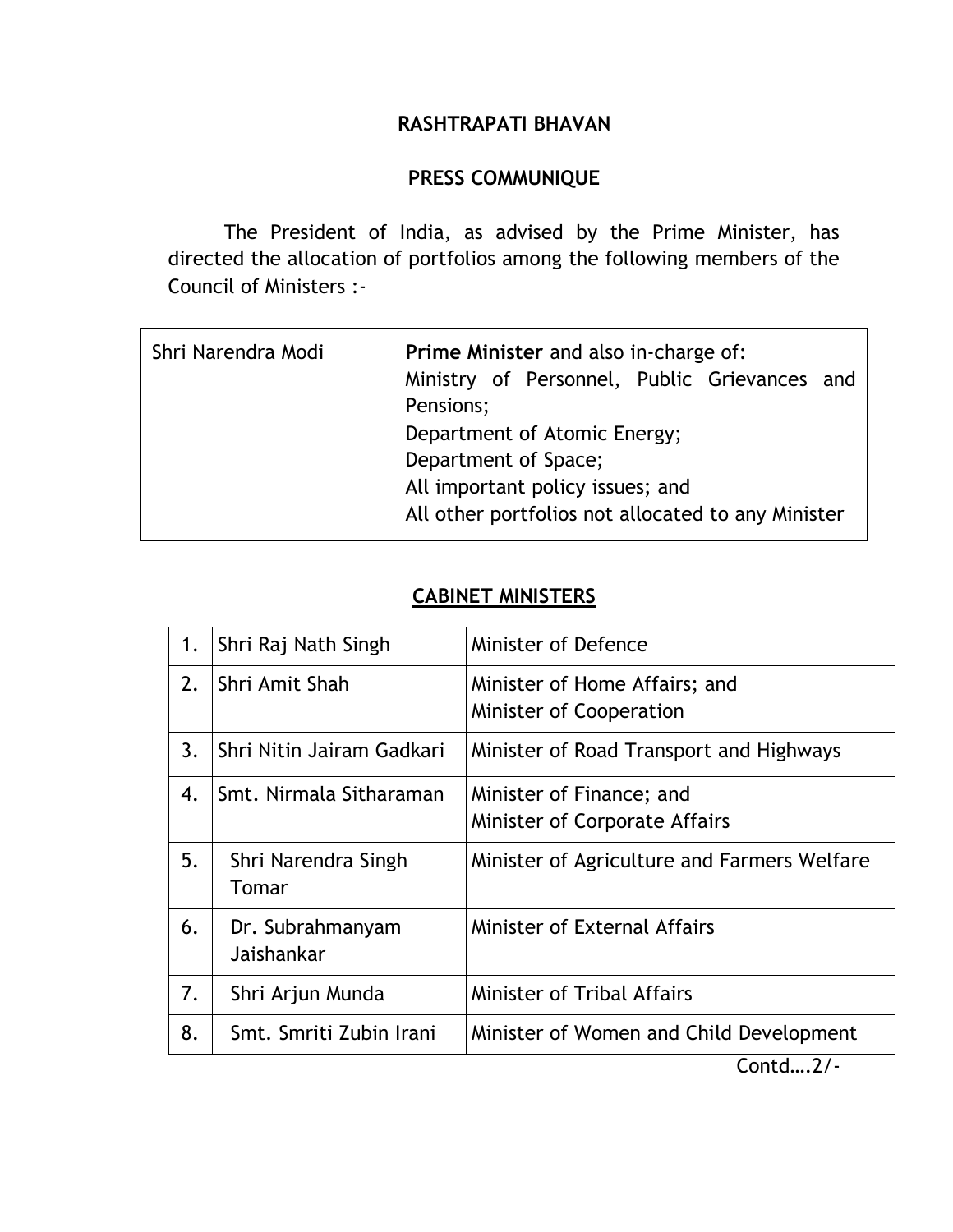# RASHTRAPATI BHAVAN

## PRESS COMMUNIQUE

The President of India, as advised by the Prime Minister, has directed the allocation of portfolios among the following members of the Council of Ministers :-

| | |
|---|---|
| Shri Narendra Modi | **Prime Minister** and also in-charge of:<br>Ministry of Personnel, Public Grievances and Pensions;<br>Department of Atomic Energy;<br>Department of Space;<br>All important policy issues; and<br>All other portfolios not allocated to any Minister |

## CABINET MINISTERS

| | | |
|---|---|---|
| 1. | Shri Raj Nath Singh | Minister of Defence |
| 2. | Shri Amit Shah | Minister of Home Affairs; and<br>Minister of Cooperation |
| 3. | Shri Nitin Jairam Gadkari | Minister of Road Transport and Highways |
| 4. | Smt. Nirmala Sitharaman | Minister of Finance; and<br>Minister of Corporate Affairs |
| 5. | Shri Narendra Singh Tomar | Minister of Agriculture and Farmers Welfare |
| 6. | Dr. Subrahmanyam Jaishankar | Minister of External Affairs |
| 7. | Shri Arjun Munda | Minister of Tribal Affairs |
| 8. | Smt. Smriti Zubin Irani | Minister of Women and Child Development |

Contd….2/-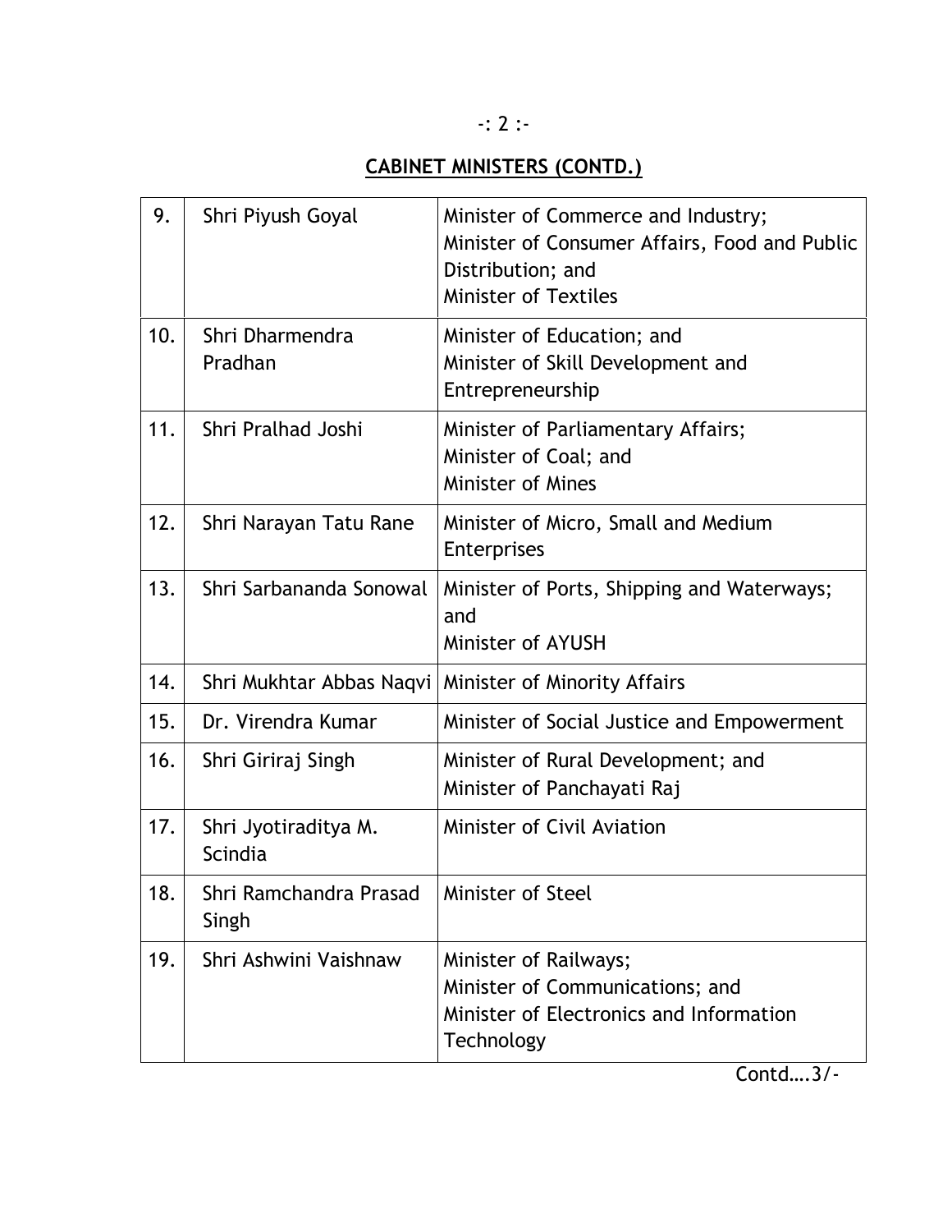## CABINET MINISTERS (CONTD.)

| | | |
|---|---|---|
| 9. | Shri Piyush Goyal | Minister of Commerce and Industry;<br>Minister of Consumer Affairs, Food and Public Distribution; and<br>Minister of Textiles |
| 10. | Shri Dharmendra Pradhan | Minister of Education; and<br>Minister of Skill Development and Entrepreneurship |
| 11. | Shri Pralhad Joshi | Minister of Parliamentary Affairs;<br>Minister of Coal; and<br>Minister of Mines |
| 12. | Shri Narayan Tatu Rane | Minister of Micro, Small and Medium Enterprises |
| 13. | Shri Sarbananda Sonowal | Minister of Ports, Shipping and Waterways; and<br>Minister of AYUSH |
| 14. | Shri Mukhtar Abbas Naqvi | Minister of Minority Affairs |
| 15. | Dr. Virendra Kumar | Minister of Social Justice and Empowerment |
| 16. | Shri Giriraj Singh | Minister of Rural Development; and<br>Minister of Panchayati Raj |
| 17. | Shri Jyotiraditya M. Scindia | Minister of Civil Aviation |
| 18. | Shri Ramchandra Prasad Singh | Minister of Steel |
| 19. | Shri Ashwini Vaishnaw | Minister of Railways;<br>Minister of Communications; and<br>Minister of Electronics and Information Technology |

Contd….3/-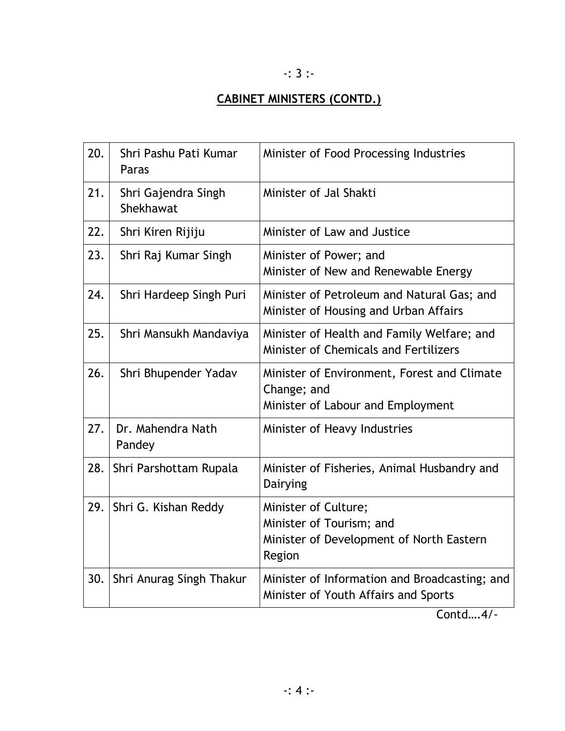## CABINET MINISTERS (CONTD.)

| | | |
|---|---|---|
| 20. | Shri Pashu Pati Kumar Paras | Minister of Food Processing Industries |
| 21. | Shri Gajendra Singh Shekhawat | Minister of Jal Shakti |
| 22. | Shri Kiren Rijiju | Minister of Law and Justice |
| 23. | Shri Raj Kumar Singh | Minister of Power; and<br>Minister of New and Renewable Energy |
| 24. | Shri Hardeep Singh Puri | Minister of Petroleum and Natural Gas; and<br>Minister of Housing and Urban Affairs |
| 25. | Shri Mansukh Mandaviya | Minister of Health and Family Welfare; and<br>Minister of Chemicals and Fertilizers |
| 26. | Shri Bhupender Yadav | Minister of Environment, Forest and Climate Change; and<br>Minister of Labour and Employment |
| 27. | Dr. Mahendra Nath Pandey | Minister of Heavy Industries |
| 28. | Shri Parshottam Rupala | Minister of Fisheries, Animal Husbandry and Dairying |
| 29. | Shri G. Kishan Reddy | Minister of Culture;<br>Minister of Tourism; and<br>Minister of Development of North Eastern Region |
| 30. | Shri Anurag Singh Thakur | Minister of Information and Broadcasting; and<br>Minister of Youth Affairs and Sports |

Contd….4/-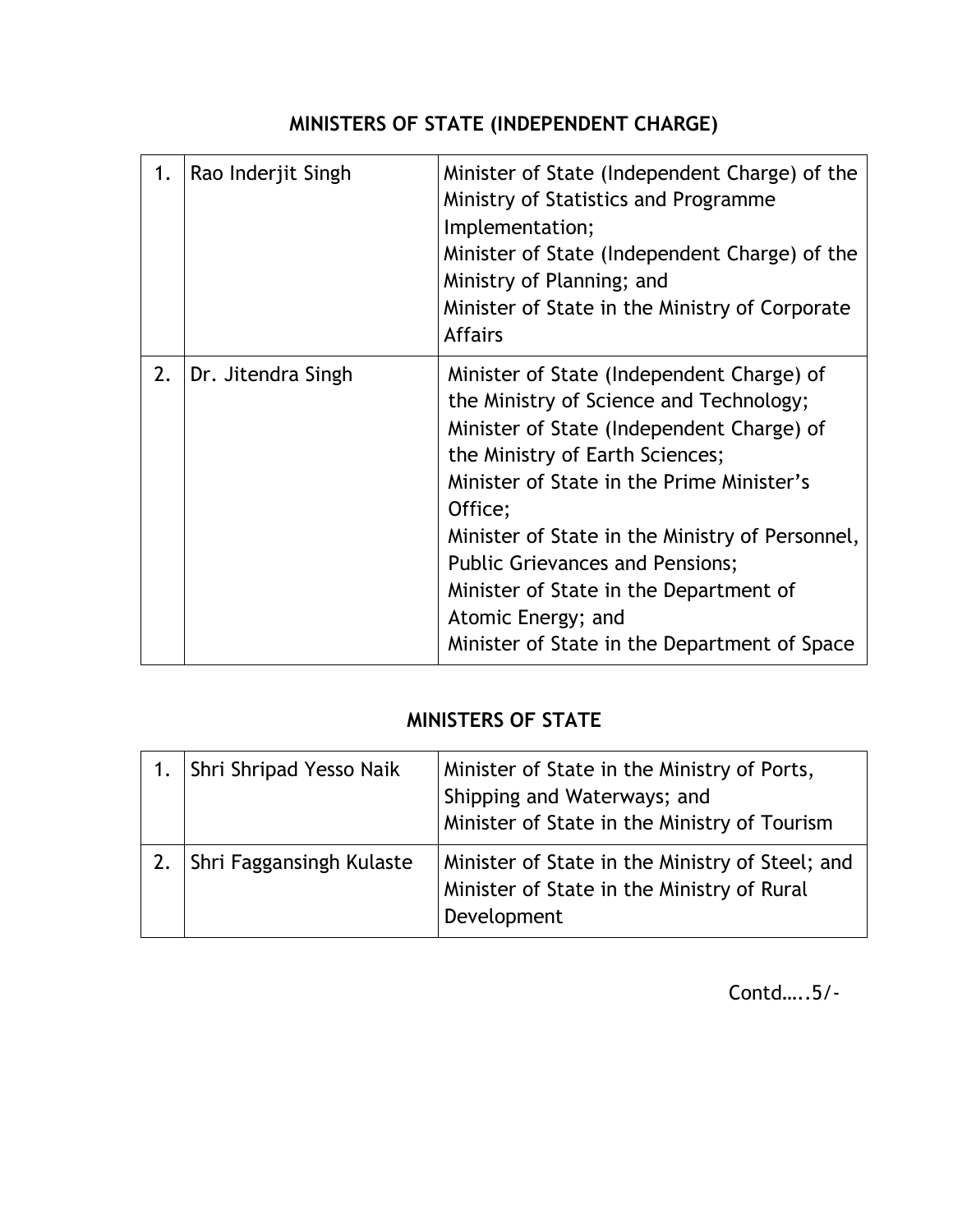## MINISTERS OF STATE (INDEPENDENT CHARGE)

| | | |
|---|---|---|
| 1. | Rao Inderjit Singh | Minister of State (Independent Charge) of the Ministry of Statistics and Programme Implementation;<br>Minister of State (Independent Charge) of the Ministry of Planning; and<br>Minister of State in the Ministry of Corporate Affairs |
| 2. | Dr. Jitendra Singh | Minister of State (Independent Charge) of the Ministry of Science and Technology;<br>Minister of State (Independent Charge) of the Ministry of Earth Sciences;<br>Minister of State in the Prime Minister's Office;<br>Minister of State in the Ministry of Personnel, Public Grievances and Pensions;<br>Minister of State in the Department of Atomic Energy; and<br>Minister of State in the Department of Space |

## MINISTERS OF STATE

| | | |
|---|---|---|
| 1. | Shri Shripad Yesso Naik | Minister of State in the Ministry of Ports, Shipping and Waterways; and<br>Minister of State in the Ministry of Tourism |
| 2. | Shri Faggansingh Kulaste | Minister of State in the Ministry of Steel; and<br>Minister of State in the Ministry of Rural Development |

Contd…..5/-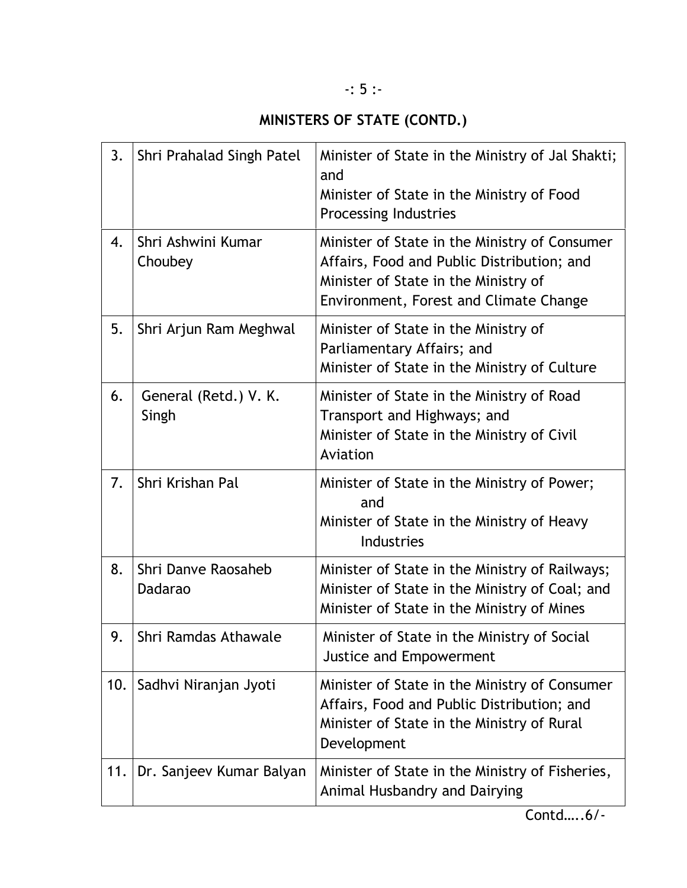## MINISTERS OF STATE (CONTD.)

| | | |
|---|---|---|
| 3. | Shri Prahalad Singh Patel | Minister of State in the Ministry of Jal Shakti; and<br>Minister of State in the Ministry of Food Processing Industries |
| 4. | Shri Ashwini Kumar Choubey | Minister of State in the Ministry of Consumer Affairs, Food and Public Distribution; and<br>Minister of State in the Ministry of Environment, Forest and Climate Change |
| 5. | Shri Arjun Ram Meghwal | Minister of State in the Ministry of Parliamentary Affairs; and<br>Minister of State in the Ministry of Culture |
| 6. | General (Retd.) V. K. Singh | Minister of State in the Ministry of Road Transport and Highways; and<br>Minister of State in the Ministry of Civil Aviation |
| 7. | Shri Krishan Pal | Minister of State in the Ministry of Power; and<br>Minister of State in the Ministry of Heavy Industries |
| 8. | Shri Danve Raosaheb Dadarao | Minister of State in the Ministry of Railways;<br>Minister of State in the Ministry of Coal; and<br>Minister of State in the Ministry of Mines |
| 9. | Shri Ramdas Athawale | Minister of State in the Ministry of Social Justice and Empowerment |
| 10. | Sadhvi Niranjan Jyoti | Minister of State in the Ministry of Consumer Affairs, Food and Public Distribution; and<br>Minister of State in the Ministry of Rural Development |
| 11. | Dr. Sanjeev Kumar Balyan | Minister of State in the Ministry of Fisheries, Animal Husbandry and Dairying |

Contd…..6/-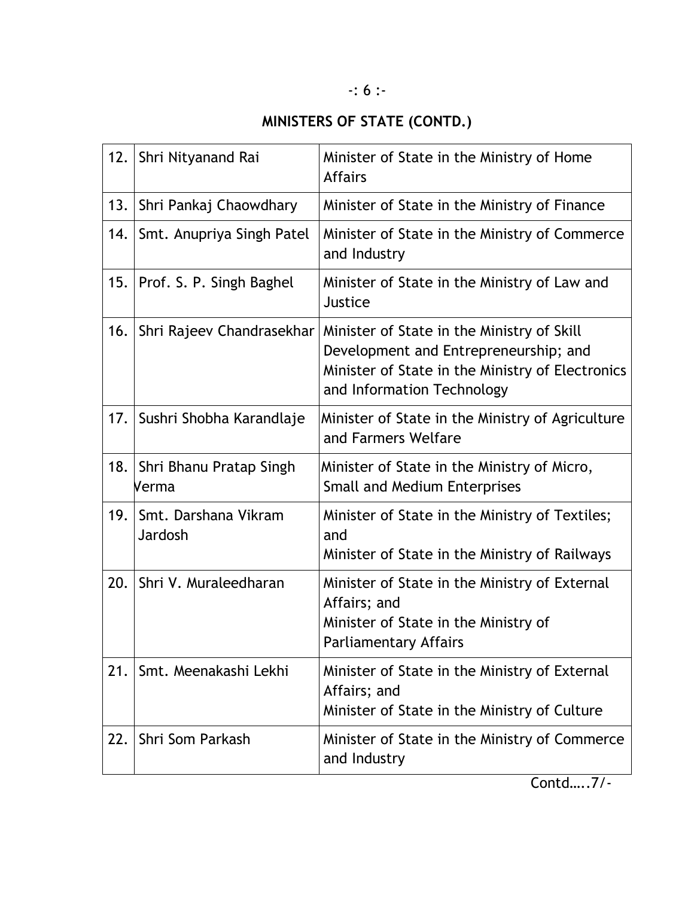## MINISTERS OF STATE (CONTD.)

| | | |
|---|---|---|
| 12. | Shri Nityanand Rai | Minister of State in the Ministry of Home Affairs |
| 13. | Shri Pankaj Chaowdhary | Minister of State in the Ministry of Finance |
| 14. | Smt. Anupriya Singh Patel | Minister of State in the Ministry of Commerce and Industry |
| 15. | Prof. S. P. Singh Baghel | Minister of State in the Ministry of Law and Justice |
| 16. | Shri Rajeev Chandrasekhar | Minister of State in the Ministry of Skill Development and Entrepreneurship; and Minister of State in the Ministry of Electronics and Information Technology |
| 17. | Sushri Shobha Karandlaje | Minister of State in the Ministry of Agriculture and Farmers Welfare |
| 18. | Shri Bhanu Pratap Singh Verma | Minister of State in the Ministry of Micro, Small and Medium Enterprises |
| 19. | Smt. Darshana Vikram Jardosh | Minister of State in the Ministry of Textiles; and Minister of State in the Ministry of Railways |
| 20. | Shri V. Muraleedharan | Minister of State in the Ministry of External Affairs; and Minister of State in the Ministry of Parliamentary Affairs |
| 21. | Smt. Meenakashi Lekhi | Minister of State in the Ministry of External Affairs; and Minister of State in the Ministry of Culture |
| 22. | Shri Som Parkash | Minister of State in the Ministry of Commerce and Industry |

Contd…..7/-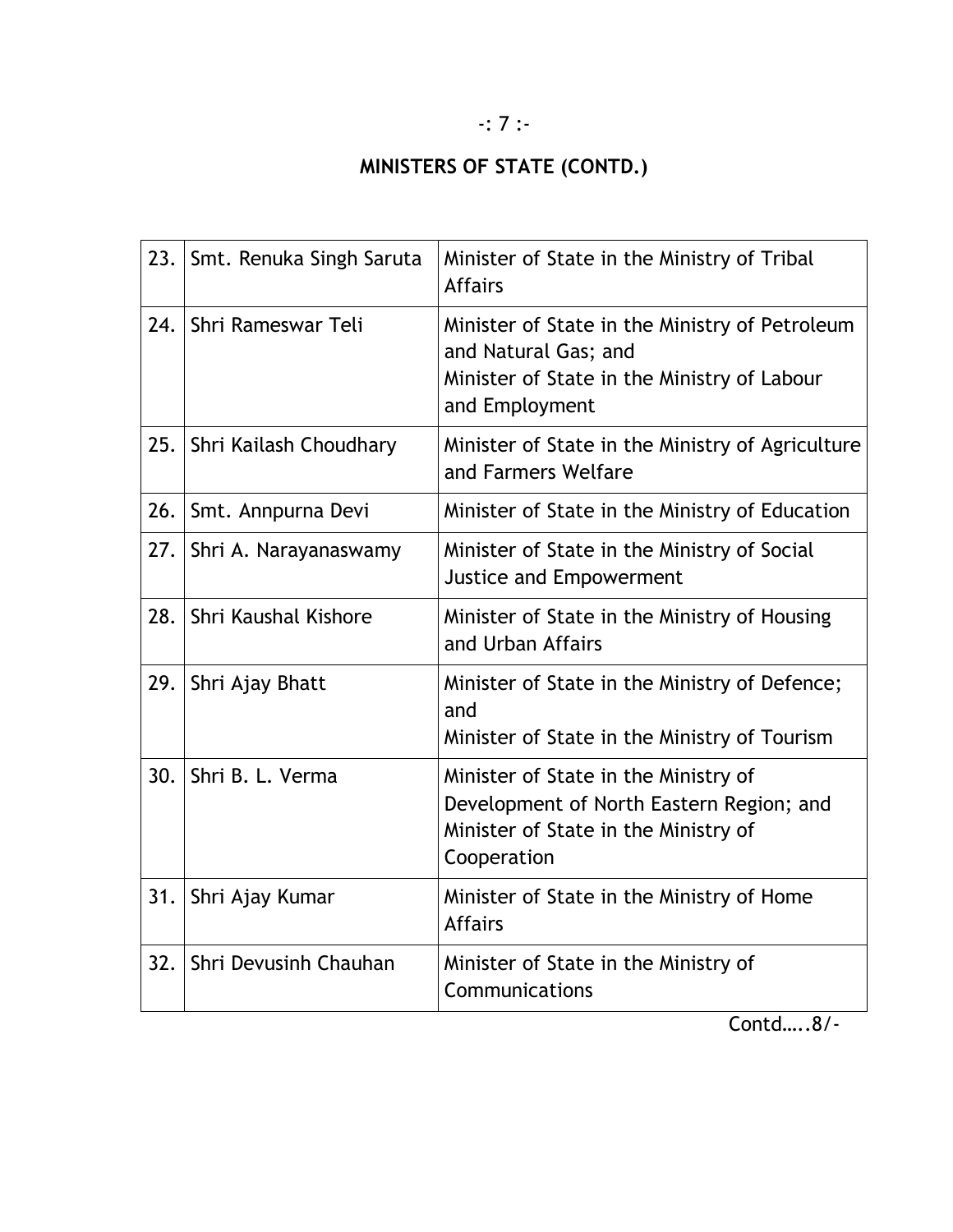## MINISTERS OF STATE (CONTD.)

| | | |
|---|---|---|
| 23. | Smt. Renuka Singh Saruta | Minister of State in the Ministry of Tribal Affairs |
| 24. | Shri Rameswar Teli | Minister of State in the Ministry of Petroleum and Natural Gas; and Minister of State in the Ministry of Labour and Employment |
| 25. | Shri Kailash Choudhary | Minister of State in the Ministry of Agriculture and Farmers Welfare |
| 26. | Smt. Annpurna Devi | Minister of State in the Ministry of Education |
| 27. | Shri A. Narayanaswamy | Minister of State in the Ministry of Social Justice and Empowerment |
| 28. | Shri Kaushal Kishore | Minister of State in the Ministry of Housing and Urban Affairs |
| 29. | Shri Ajay Bhatt | Minister of State in the Ministry of Defence; and Minister of State in the Ministry of Tourism |
| 30. | Shri B. L. Verma | Minister of State in the Ministry of Development of North Eastern Region; and Minister of State in the Ministry of Cooperation |
| 31. | Shri Ajay Kumar | Minister of State in the Ministry of Home Affairs |
| 32. | Shri Devusinh Chauhan | Minister of State in the Ministry of Communications |

Contd…..8/-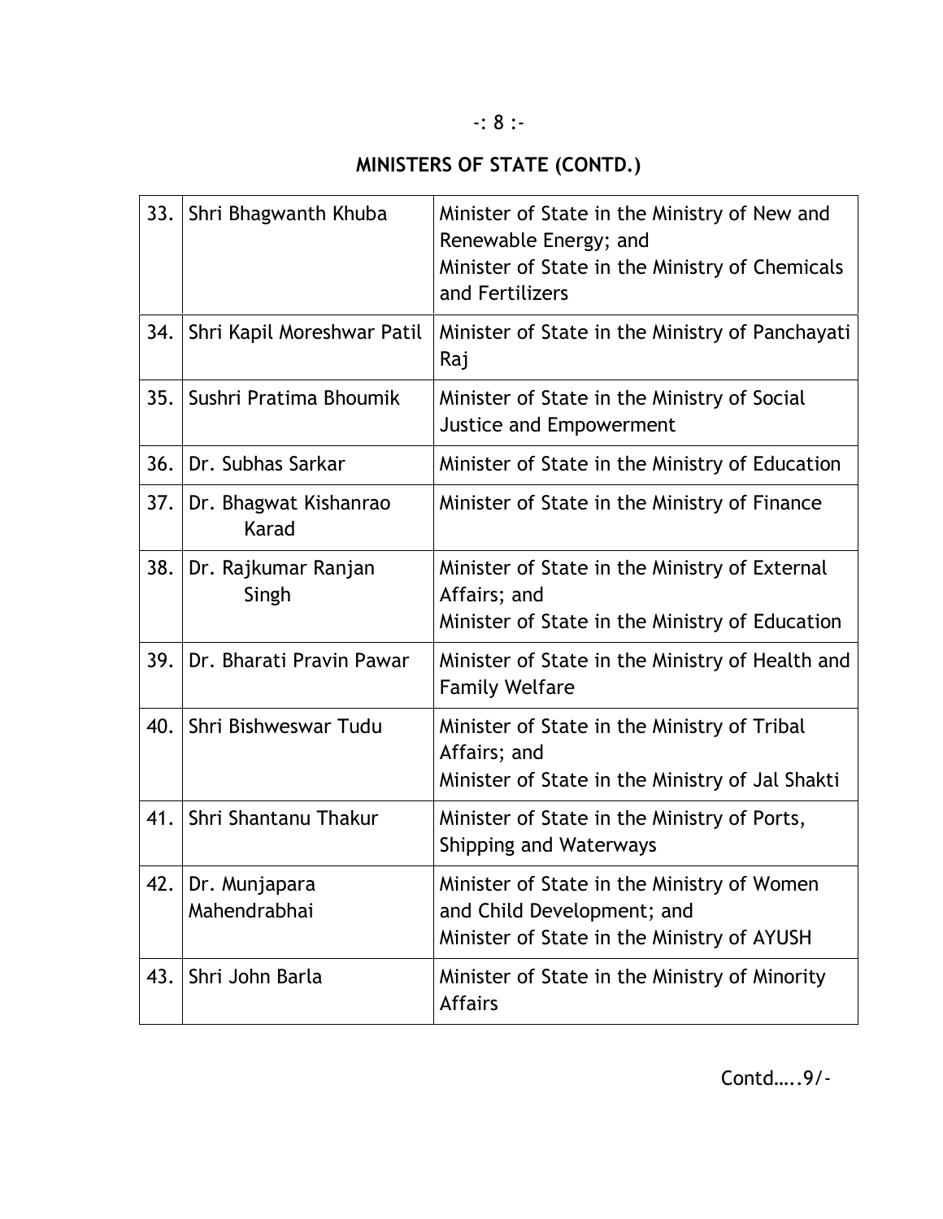## MINISTERS OF STATE (CONTD.)

| | | |
|---|---|---|
| 33. | Shri Bhagwanth Khuba | Minister of State in the Ministry of New and Renewable Energy; and Minister of State in the Ministry of Chemicals and Fertilizers |
| 34. | Shri Kapil Moreshwar Patil | Minister of State in the Ministry of Panchayati Raj |
| 35. | Sushri Pratima Bhoumik | Minister of State in the Ministry of Social Justice and Empowerment |
| 36. | Dr. Subhas Sarkar | Minister of State in the Ministry of Education |
| 37. | Dr. Bhagwat Kishanrao Karad | Minister of State in the Ministry of Finance |
| 38. | Dr. Rajkumar Ranjan Singh | Minister of State in the Ministry of External Affairs; and Minister of State in the Ministry of Education |
| 39. | Dr. Bharati Pravin Pawar | Minister of State in the Ministry of Health and Family Welfare |
| 40. | Shri Bishweswar Tudu | Minister of State in the Ministry of Tribal Affairs; and Minister of State in the Ministry of Jal Shakti |
| 41. | Shri Shantanu Thakur | Minister of State in the Ministry of Ports, Shipping and Waterways |
| 42. | Dr. Munjapara Mahendrabhai | Minister of State in the Ministry of Women and Child Development; and Minister of State in the Ministry of AYUSH |
| 43. | Shri John Barla | Minister of State in the Ministry of Minority Affairs |

Contd…..9/-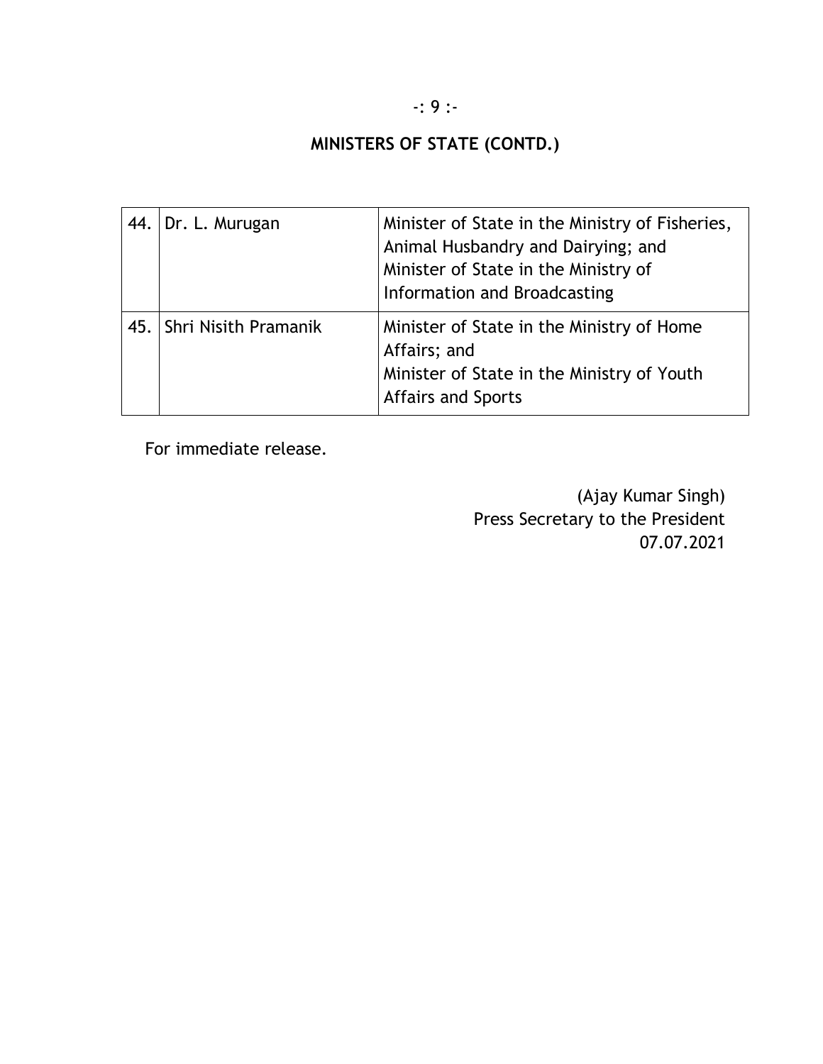## MINISTERS OF STATE (CONTD.)

| | | |
|---|---|---|
| 44. | Dr. L. Murugan | Minister of State in the Ministry of Fisheries, Animal Husbandry and Dairying; and Minister of State in the Ministry of Information and Broadcasting |
| 45. | Shri Nisith Pramanik | Minister of State in the Ministry of Home Affairs; and Minister of State in the Ministry of Youth Affairs and Sports |

For immediate release.

(Ajay Kumar Singh)
Press Secretary to the President
07.07.2021